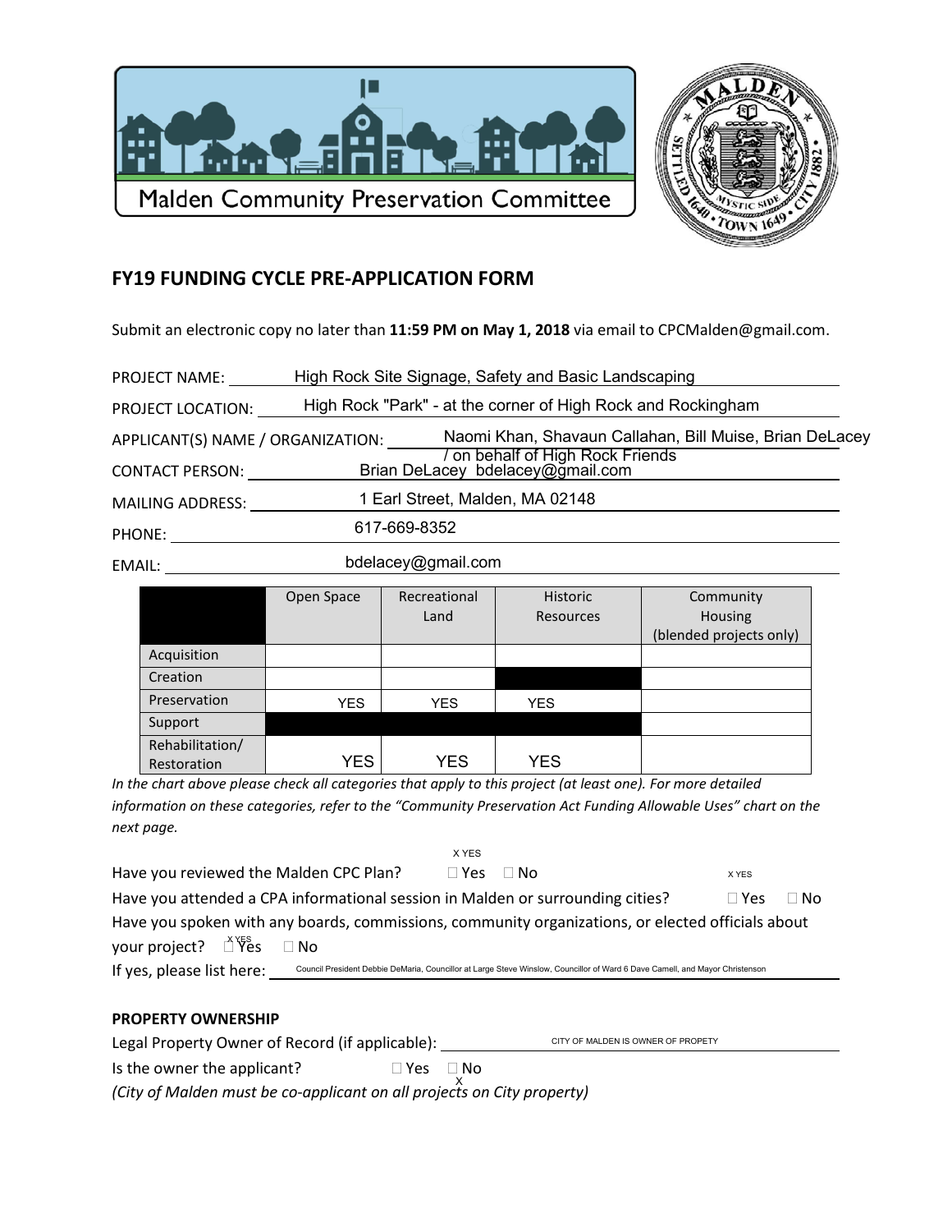Malden Community Preservation Committee

# FY19 FUNDING CYCLE PRE-APPLICATION FORM

Submit an electronic copy no later than **11:59 PM on May 1, 2018** via email to CPCMalden@gmail.com.

PROJECT NAME: High Rock Site Signage, Safety and Basic Landscaping

PROJECT LOCATION: High Rock "Park" - at the corner of High Rock and Rockingham

APPLICANT(S) NAME / ORGANIZATION: Naomi Khan, Shavaun Callahan, Bill Muise, Brian DeLacey / on behalf of High Rock Friends

CONTACT PERSON: Brian DeLacey bdelacey@gmail.com

MAILING ADDRESS: 1 Earl Street, Malden, MA 02148

PHONE: 617-669-8352

EMAIL: bdelacey@gmail.com

| | Open Space | Recreational Land | Historic Resources | Community Housing (blended projects only) |
|---|---|---|---|---|
| Acquisition | | | | |
| Creation | | | | |
| Preservation | YES | YES | YES | |
| Support | | | | |
| Rehabilitation/ Restoration | YES | YES | YES | |

*In the chart above please check all categories that apply to this project (at least one). For more detailed information on these categories, refer to the "Community Preservation Act Funding Allowable Uses" chart on the next page.*

Have you reviewed the Malden CPC Plan? ☐ Yes ☐ No X YES

Have you attended a CPA informational session in Malden or surrounding cities? ☐ Yes ☐ No X YES

Have you spoken with any boards, commissions, community organizations, or elected officials about your project? ☐ Yes ☐ No X YES

If yes, please list here: Council President Debbie DeMaria, Councillor at Large Steve Winslow, Councillor of Ward 6 Dave Camell, and Mayor Christenson

**PROPERTY OWNERSHIP**

Legal Property Owner of Record (if applicable): CITY OF MALDEN IS OWNER OF PROPETY

Is the owner the applicant? ☐ Yes ☐ No X

*(City of Malden must be co-applicant on all projects on City property)*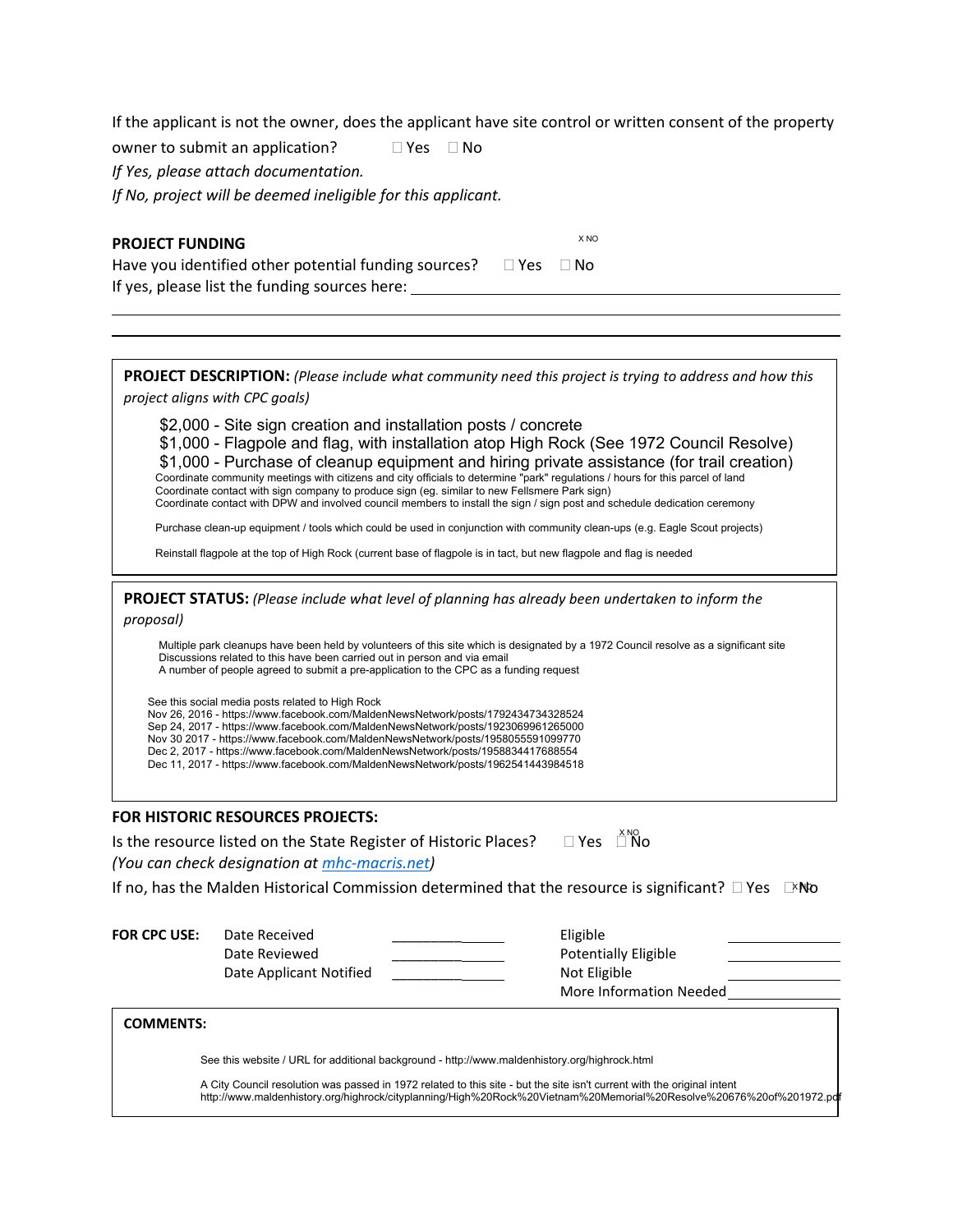If the applicant is not the owner, does the applicant have site control or written consent of the property owner to submit an application? ☐ Yes ☐ No

*If Yes, please attach documentation.*

*If No, project will be deemed ineligible for this applicant.*

**PROJECT FUNDING**

X NO

Have you identified other potential funding sources? ☐ Yes ☐ No

If yes, please list the funding sources here: ______________________________

**PROJECT DESCRIPTION:** *(Please include what community need this project is trying to address and how this project aligns with CPC goals)*

$2,000 - Site sign creation and installation posts / concrete
$1,000 - Flagpole and flag, with installation atop High Rock (See 1972 Council Resolve)
$1,000 - Purchase of cleanup equipment and hiring private assistance (for trail creation)
Coordinate community meetings with citizens and city officials to determine "park" regulations / hours for this parcel of land
Coordinate contact with sign company to produce sign (eg. similar to new Fellsmere Park sign)
Coordinate contact with DPW and involved council members to install the sign / sign post and schedule dedication ceremony

Purchase clean-up equipment / tools which could be used in conjunction with community clean-ups (e.g. Eagle Scout projects)

Reinstall flagpole at the top of High Rock (current base of flagpole is in tact, but new flagpole and flag is needed

**PROJECT STATUS:** *(Please include what level of planning has already been undertaken to inform the proposal)*

Multiple park cleanups have been held by volunteers of this site which is designated by a 1972 Council resolve as a significant site
Discussions related to this have been carried out in person and via email
A number of people agreed to submit a pre-application to the CPC as a funding request

See this social media posts related to High Rock
Nov 26, 2016 - https://www.facebook.com/MaldenNewsNetwork/posts/1792434734328524
Sep 24, 2017 - https://www.facebook.com/MaldenNewsNetwork/posts/1923069961265000
Nov 30 2017 - https://www.facebook.com/MaldenNewsNetwork/posts/1958055591099770
Dec 2, 2017 - https://www.facebook.com/MaldenNewsNetwork/posts/1958834417688554
Dec 11, 2017 - https://www.facebook.com/MaldenNewsNetwork/posts/1962541443984518

**FOR HISTORIC RESOURCES PROJECTS:**

Is the resource listed on the State Register of Historic Places? ☐ Yes ☐ No X NO

*(You can check designation at [mhc-macris.net](mhc-macris.net))*

If no, has the Malden Historical Commission determined that the resource is significant? ☐ Yes ☐ No X NO

| | | | | |
|---|---|---|---|---|
| **FOR CPC USE:** | Date Received | ______ | Eligible | ______ |
| | Date Reviewed | ______ | Potentially Eligible | ______ |
| | Date Applicant Notified | ______ | Not Eligible | ______ |
| | | | More Information Needed | ______ |

**COMMENTS:**

See this website / URL for additional background - http://www.maldenhistory.org/highrock.html

A City Council resolution was passed in 1972 related to this site - but the site isn't current with the original intent
http://www.maldenhistory.org/highrock/cityplanning/High%20Rock%20Vietnam%20Memorial%20Resolve%20676%20of%201972.pdf